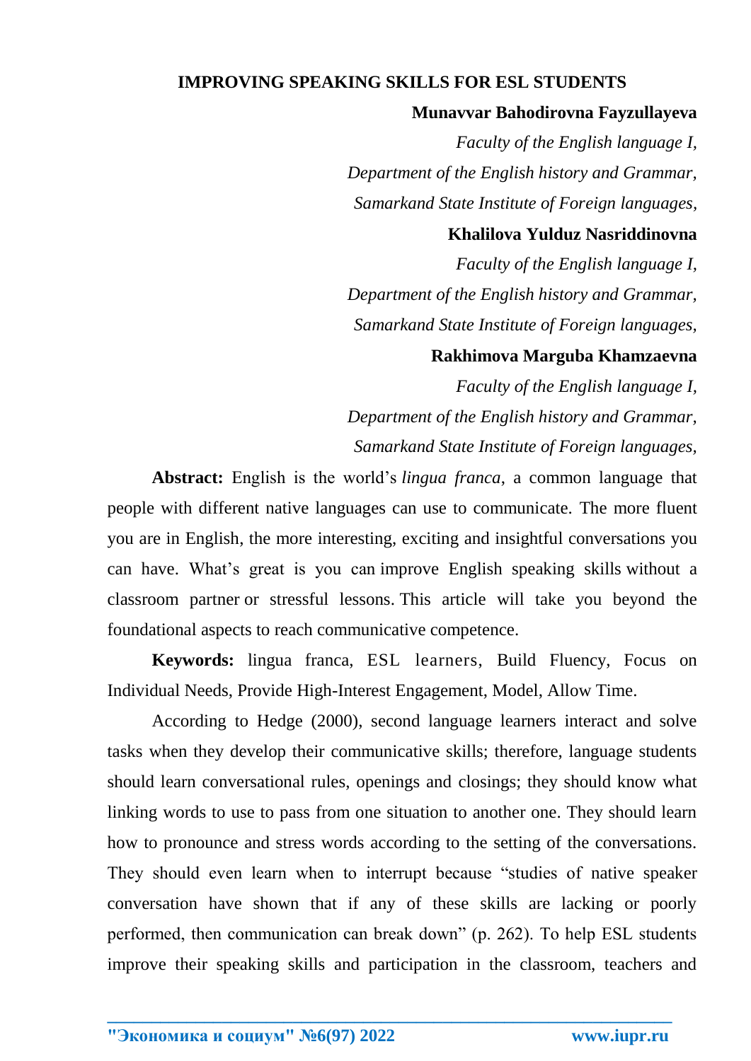# IMPROVING SPEAKING SKILLS FOR ESL STUDENTS

**Munavvar Bahodirovna Fayzullayeva**

*Faculty of the English language I,*

*Department of the English history and Grammar,*

*Samarkand State Institute of Foreign languages,*

**Khalilova Yulduz Nasriddinovna**

*Faculty of the English language I,*

*Department of the English history and Grammar,*

*Samarkand State Institute of Foreign languages,*

**Rakhimova Marguba Khamzaevna**

*Faculty of the English language I,*

*Department of the English history and Grammar,*

*Samarkand State Institute of Foreign languages,*

**Abstract:** English is the world's *lingua franca,* a common language that people with different native languages can use to communicate. The more fluent you are in English, the more interesting, exciting and insightful conversations you can have. What's great is you can improve English speaking skills without a classroom partner or stressful lessons. This article will take you beyond the foundational aspects to reach communicative competence.

**Keywords:** lingua franca, ESL learners, Build Fluency, Focus on Individual Needs, Provide High-Interest Engagement, Model, Allow Time.

According to Hedge (2000), second language learners interact and solve tasks when they develop their communicative skills; therefore, language students should learn conversational rules, openings and closings; they should know what linking words to use to pass from one situation to another one. They should learn how to pronounce and stress words according to the setting of the conversations. They should even learn when to interrupt because "studies of native speaker conversation have shown that if any of these skills are lacking or poorly performed, then communication can break down" (p. 262). To help ESL students improve their speaking skills and participation in the classroom, teachers and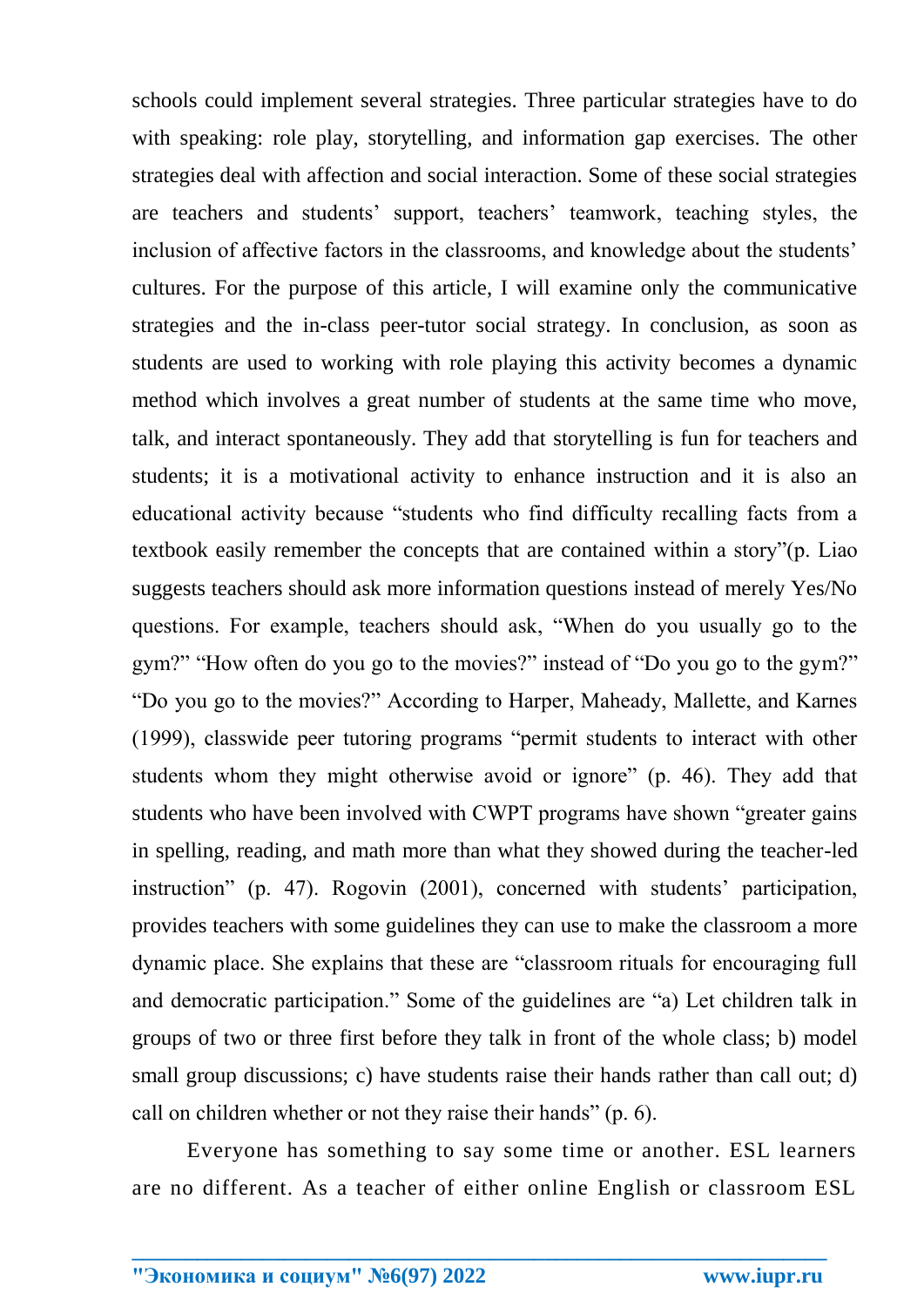schools could implement several strategies. Three particular strategies have to do with speaking: role play, storytelling, and information gap exercises. The other strategies deal with affection and social interaction. Some of these social strategies are teachers and students' support, teachers' teamwork, teaching styles, the inclusion of affective factors in the classrooms, and knowledge about the students' cultures. For the purpose of this article, I will examine only the communicative strategies and the in-class peer-tutor social strategy. In conclusion, as soon as students are used to working with role playing this activity becomes a dynamic method which involves a great number of students at the same time who move, talk, and interact spontaneously. They add that storytelling is fun for teachers and students; it is a motivational activity to enhance instruction and it is also an educational activity because "students who find difficulty recalling facts from a textbook easily remember the concepts that are contained within a story"(p. Liao suggests teachers should ask more information questions instead of merely Yes/No questions. For example, teachers should ask, "When do you usually go to the gym?" "How often do you go to the movies?" instead of "Do you go to the gym?" "Do you go to the movies?" According to Harper, Maheady, Mallette, and Karnes (1999), classwide peer tutoring programs "permit students to interact with other students whom they might otherwise avoid or ignore" (p. 46). They add that students who have been involved with CWPT programs have shown "greater gains in spelling, reading, and math more than what they showed during the teacher-led instruction" (p. 47). Rogovin (2001), concerned with students' participation, provides teachers with some guidelines they can use to make the classroom a more dynamic place. She explains that these are "classroom rituals for encouraging full and democratic participation." Some of the guidelines are "a) Let children talk in groups of two or three first before they talk in front of the whole class; b) model small group discussions; c) have students raise their hands rather than call out; d) call on children whether or not they raise their hands" (p. 6).

Everyone has something to say some time or another. ESL learners are no different. As a teacher of either online English or classroom ESL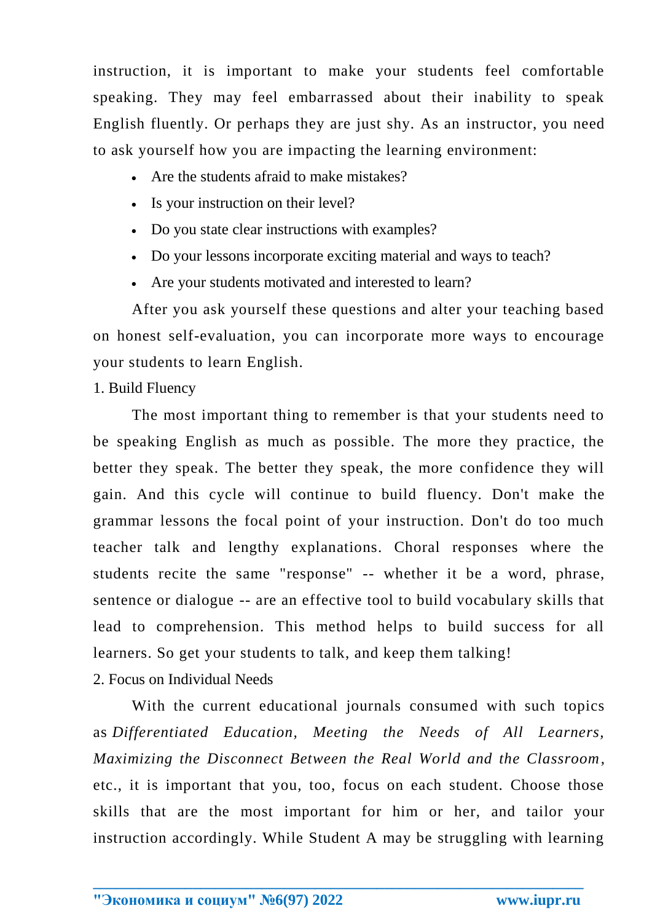instruction, it is important to make your students feel comfortable speaking. They may feel embarrassed about their inability to speak English fluently. Or perhaps they are just shy. As an instructor, you need to ask yourself how you are impacting the learning environment:

- Are the students afraid to make mistakes?
- Is your instruction on their level?
- Do you state clear instructions with examples?
- Do your lessons incorporate exciting material and ways to teach?
- Are your students motivated and interested to learn?

After you ask yourself these questions and alter your teaching based on honest self-evaluation, you can incorporate more ways to encourage your students to learn English.

1. Build Fluency

The most important thing to remember is that your students need to be speaking English as much as possible. The more they practice, the better they speak. The better they speak, the more confidence they will gain. And this cycle will continue to build fluency. Don't make the grammar lessons the focal point of your instruction. Don't do too much teacher talk and lengthy explanations. Choral responses where the students recite the same "response" -- whether it be a word, phrase, sentence or dialogue -- are an effective tool to build vocabulary skills that lead to comprehension. This method helps to build success for all learners. So get your students to talk, and keep them talking!

2. Focus on Individual Needs

With the current educational journals consumed with such topics as *Differentiated Education, Meeting the Needs of All Learners, Maximizing the Disconnect Between the Real World and the Classroom*, etc., it is important that you, too, focus on each student. Choose those skills that are the most important for him or her, and tailor your instruction accordingly. While Student A may be struggling with learning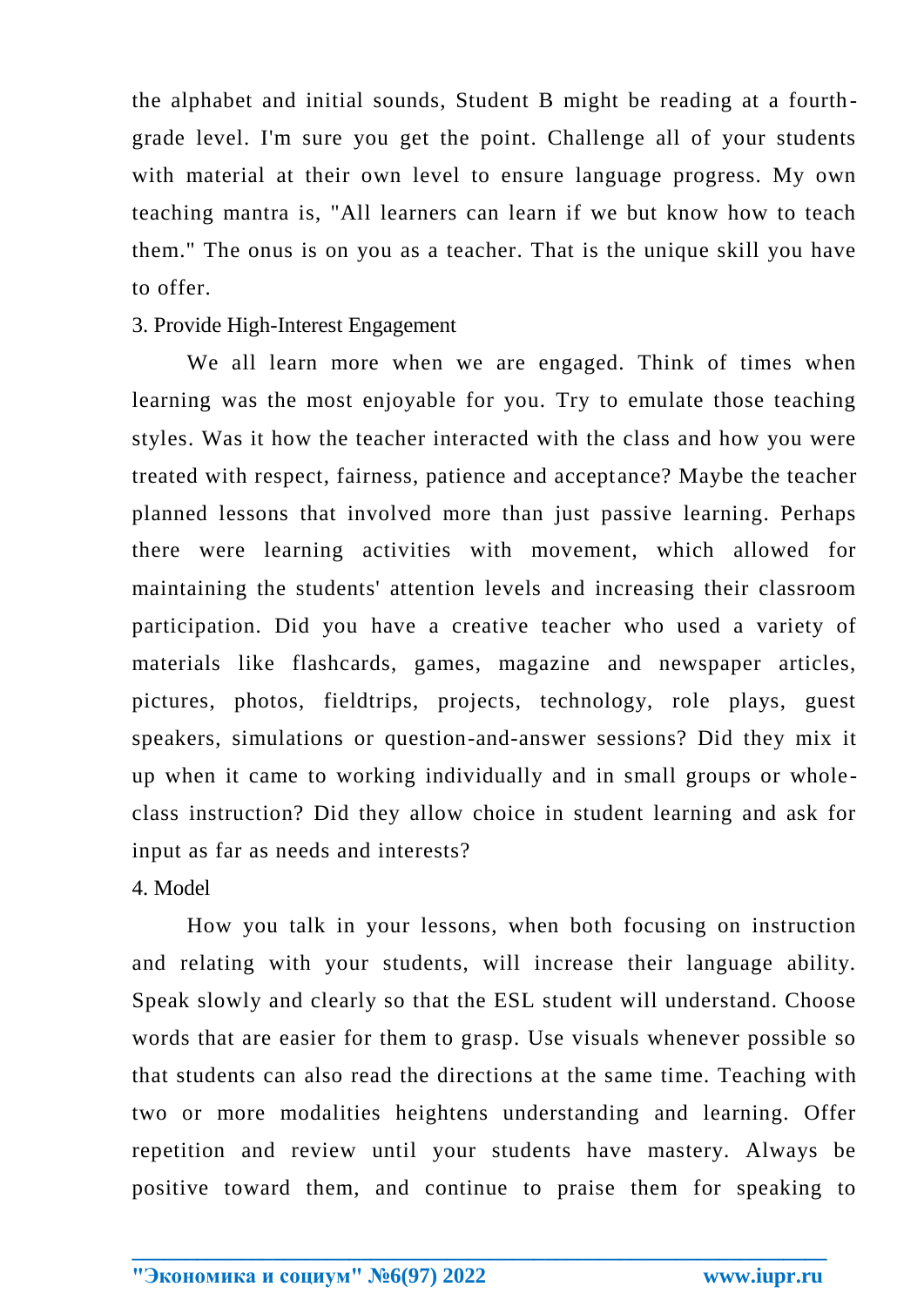the alphabet and initial sounds, Student B might be reading at a fourth-grade level. I'm sure you get the point. Challenge all of your students with material at their own level to ensure language progress. My own teaching mantra is, "All learners can learn if we but know how to teach them." The onus is on you as a teacher. That is the unique skill you have to offer.

3. Provide High-Interest Engagement

We all learn more when we are engaged. Think of times when learning was the most enjoyable for you. Try to emulate those teaching styles. Was it how the teacher interacted with the class and how you were treated with respect, fairness, patience and acceptance? Maybe the teacher planned lessons that involved more than just passive learning. Perhaps there were learning activities with movement, which allowed for maintaining the students' attention levels and increasing their classroom participation. Did you have a creative teacher who used a variety of materials like flashcards, games, magazine and newspaper articles, pictures, photos, fieldtrips, projects, technology, role plays, guest speakers, simulations or question-and-answer sessions? Did they mix it up when it came to working individually and in small groups or whole-class instruction? Did they allow choice in student learning and ask for input as far as needs and interests?

4. Model

How you talk in your lessons, when both focusing on instruction and relating with your students, will increase their language ability. Speak slowly and clearly so that the ESL student will understand. Choose words that are easier for them to grasp. Use visuals whenever possible so that students can also read the directions at the same time. Teaching with two or more modalities heightens understanding and learning. Offer repetition and review until your students have mastery. Always be positive toward them, and continue to praise them for speaking to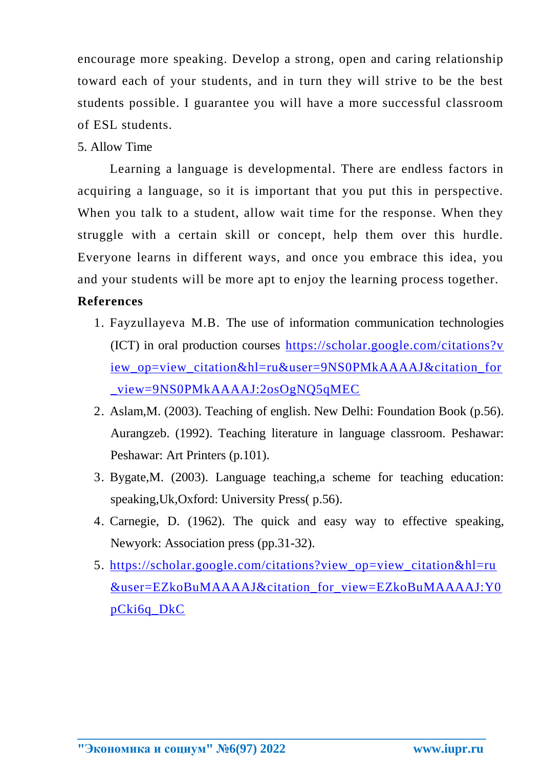encourage more speaking. Develop a strong, open and caring relationship toward each of your students, and in turn they will strive to be the best students possible. I guarantee you will have a more successful classroom of ESL students.

5. Allow Time

Learning a language is developmental. There are endless factors in acquiring a language, so it is important that you put this in perspective. When you talk to a student, allow wait time for the response. When they struggle with a certain skill or concept, help them over this hurdle. Everyone learns in different ways, and once you embrace this idea, you and your students will be more apt to enjoy the learning process together.

**References**

1. Fayzullayeva M.B. The use of information communication technologies (ICT) in oral production courses https://scholar.google.com/citations?view_op=view_citation&hl=ru&user=9NS0PMkAAAAJ&citation_for_view=9NS0PMkAAAAJ:2osOgNQ5qMEC
2. Aslam,M. (2003). Teaching of english. New Delhi: Foundation Book (p.56). Aurangzeb. (1992). Teaching literature in language classroom. Peshawar: Peshawar: Art Printers (p.101).
3. Bygate,M. (2003). Language teaching,a scheme for teaching education: speaking,Uk,Oxford: University Press( p.56).
4. Carnegie, D. (1962). The quick and easy way to effective speaking, Newyork: Association press (pp.31-32).
5. https://scholar.google.com/citations?view_op=view_citation&hl=ru&user=EZkoBuMAAAAJ&citation_for_view=EZkoBuMAAAAJ:Y0pCki6q_DkC